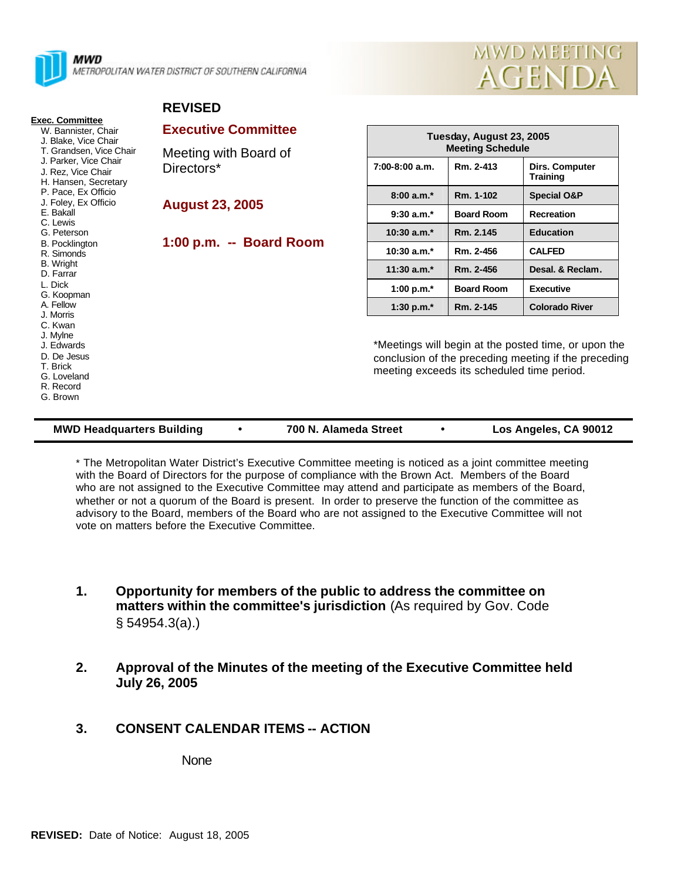MWD
METROPOLITAN WATER DISTRICT OF SOUTHERN CALIFORNIA

# MWD MEETING AGENDA

**Exec. Committee**
- W. Bannister, Chair
- J. Blake, Vice Chair
- T. Grandsen, Vice Chair
- J. Parker, Vice Chair
- J. Rez, Vice Chair
- H. Hansen, Secretary
- P. Pace, Ex Officio
- J. Foley, Ex Officio
- E. Bakall
- C. Lewis
- G. Peterson
- B. Pocklington
- R. Simonds
- B. Wright
- D. Farrar
- L. Dick
- G. Koopman
- A. Fellow
- J. Morris
- C. Kwan
- J. Mylne
- J. Edwards
- D. De Jesus
- T. Brick
- G. Loveland
- R. Record
- G. Brown

**REVISED**

## Executive Committee

Meeting with Board of Directors*

**August 23, 2005**

**1:00 p.m. -- Board Room**

| Tuesday, August 23, 2005 Meeting Schedule | | |
|---|---|---|
| 7:00-8:00 a.m. | Rm. 2-413 | Dirs. Computer Training |
| 8:00 a.m.* | Rm. 1-102 | Special O&P |
| 9:30 a.m.* | Board Room | Recreation |
| 10:30 a.m.* | Rm. 2.145 | Education |
| 10:30 a.m.* | Rm. 2-456 | CALFED |
| 11:30 a.m.* | Rm. 2-456 | Desal. & Reclam. |
| 1:00 p.m.* | Board Room | Executive |
| 1:30 p.m.* | Rm. 2-145 | Colorado River |

*Meetings will begin at the posted time, or upon the conclusion of the preceding meeting if the preceding meeting exceeds its scheduled time period.

**MWD Headquarters Building • 700 N. Alameda Street • Los Angeles, CA 90012**

* The Metropolitan Water District's Executive Committee meeting is noticed as a joint committee meeting with the Board of Directors for the purpose of compliance with the Brown Act. Members of the Board who are not assigned to the Executive Committee may attend and participate as members of the Board, whether or not a quorum of the Board is present. In order to preserve the function of the committee as advisory to the Board, members of the Board who are not assigned to the Executive Committee will not vote on matters before the Executive Committee.

1. **Opportunity for members of the public to address the committee on matters within the committee's jurisdiction** (As required by Gov. Code § 54954.3(a).)

2. **Approval of the Minutes of the meeting of the Executive Committee held July 26, 2005**

3. **CONSENT CALENDAR ITEMS -- ACTION**

   None

**REVISED:** Date of Notice: August 18, 2005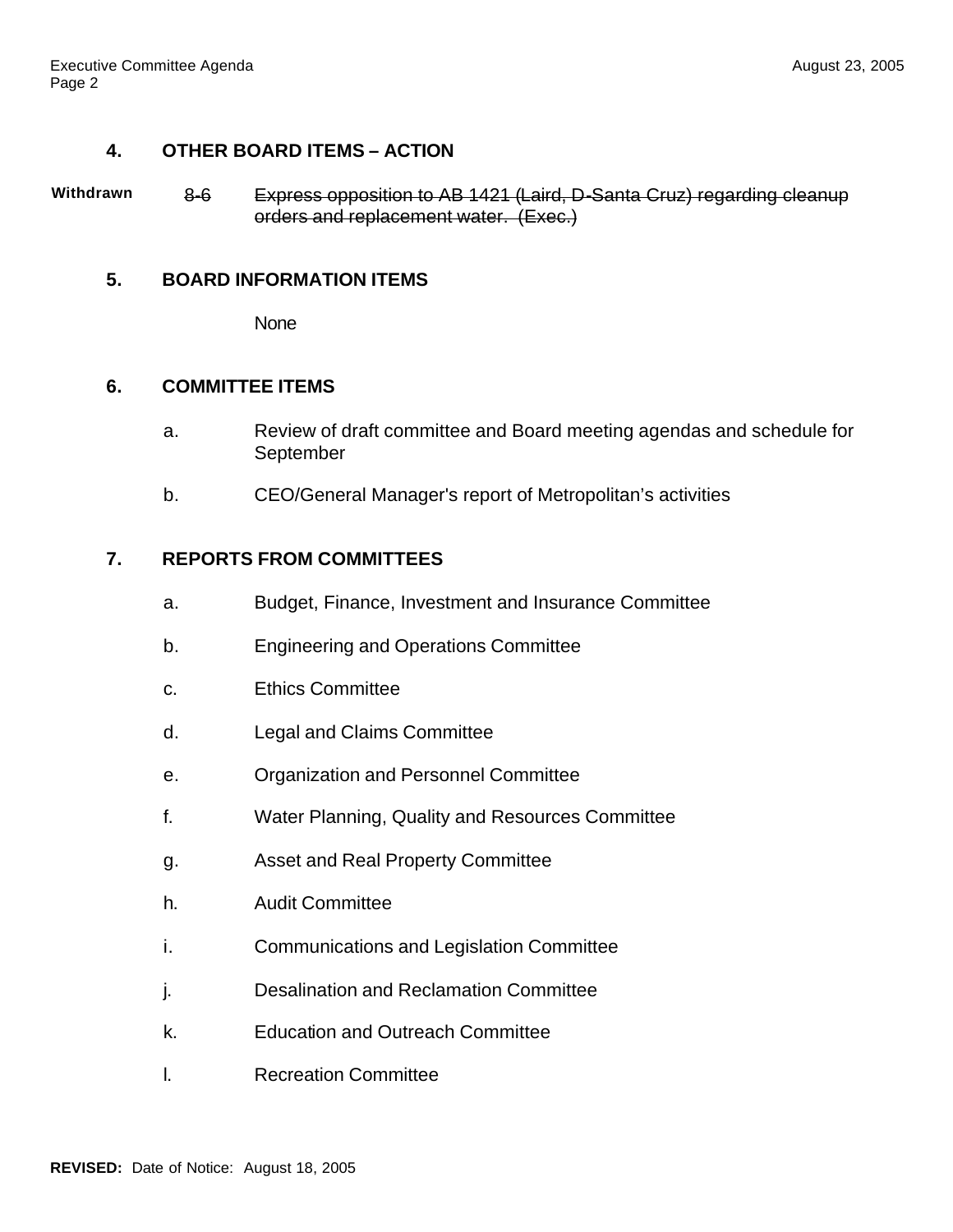## 4. OTHER BOARD ITEMS – ACTION

**Withdrawn** ~~8-6 Express opposition to AB 1421 (Laird, D-Santa Cruz) regarding cleanup orders and replacement water. (Exec.)~~

## 5. BOARD INFORMATION ITEMS

None

## 6. COMMITTEE ITEMS

a. Review of draft committee and Board meeting agendas and schedule for September

b. CEO/General Manager's report of Metropolitan's activities

## 7. REPORTS FROM COMMITTEES

a. Budget, Finance, Investment and Insurance Committee

b. Engineering and Operations Committee

c. Ethics Committee

d. Legal and Claims Committee

e. Organization and Personnel Committee

f. Water Planning, Quality and Resources Committee

g. Asset and Real Property Committee

h. Audit Committee

i. Communications and Legislation Committee

j. Desalination and Reclamation Committee

k. Education and Outreach Committee

l. Recreation Committee

**REVISED:** Date of Notice: August 18, 2005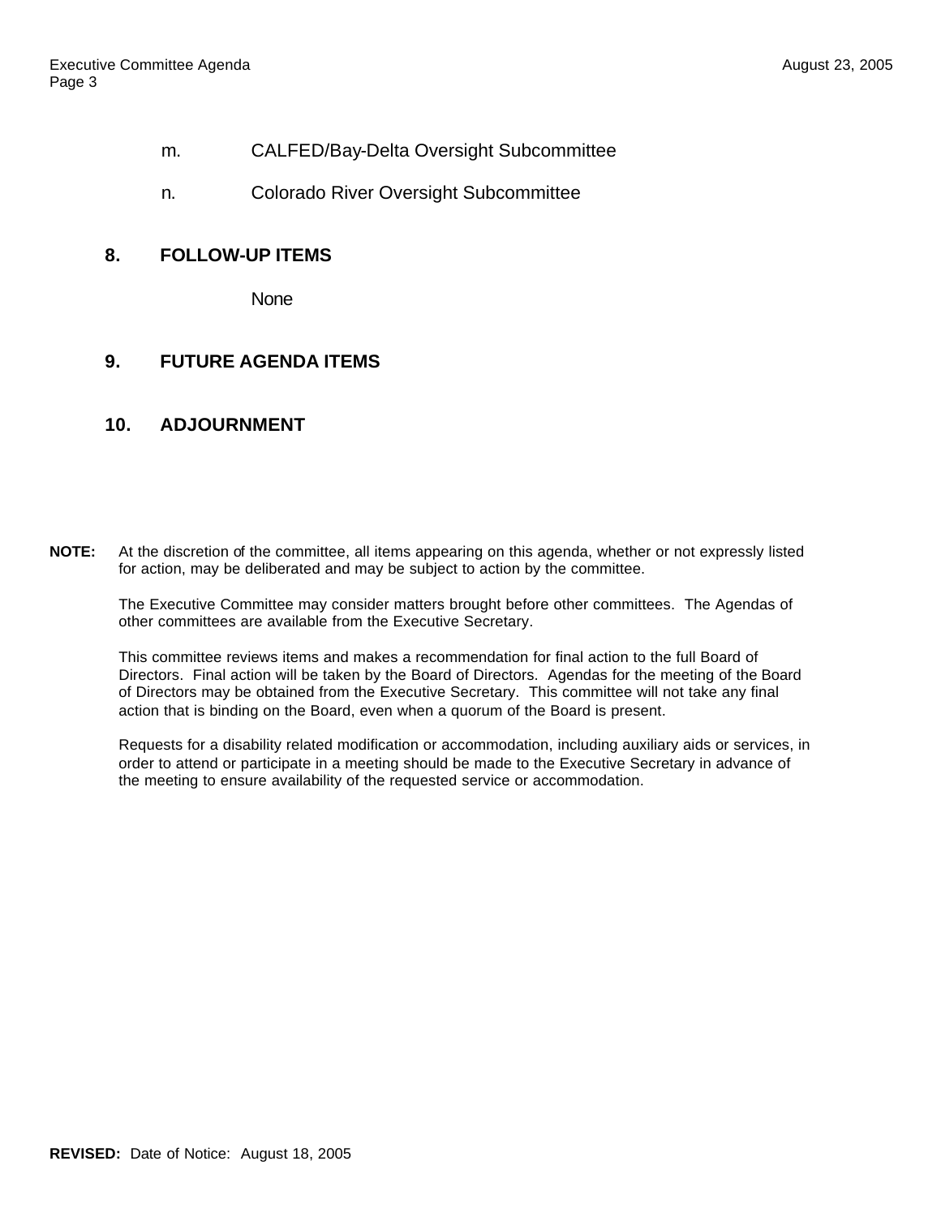m. CALFED/Bay-Delta Oversight Subcommittee

n. Colorado River Oversight Subcommittee

**8. FOLLOW-UP ITEMS**

None

**9. FUTURE AGENDA ITEMS**

**10. ADJOURNMENT**

**NOTE:** At the discretion of the committee, all items appearing on this agenda, whether or not expressly listed for action, may be deliberated and may be subject to action by the committee.

The Executive Committee may consider matters brought before other committees. The Agendas of other committees are available from the Executive Secretary.

This committee reviews items and makes a recommendation for final action to the full Board of Directors. Final action will be taken by the Board of Directors. Agendas for the meeting of the Board of Directors may be obtained from the Executive Secretary. This committee will not take any final action that is binding on the Board, even when a quorum of the Board is present.

Requests for a disability related modification or accommodation, including auxiliary aids or services, in order to attend or participate in a meeting should be made to the Executive Secretary in advance of the meeting to ensure availability of the requested service or accommodation.

**REVISED:** Date of Notice: August 18, 2005